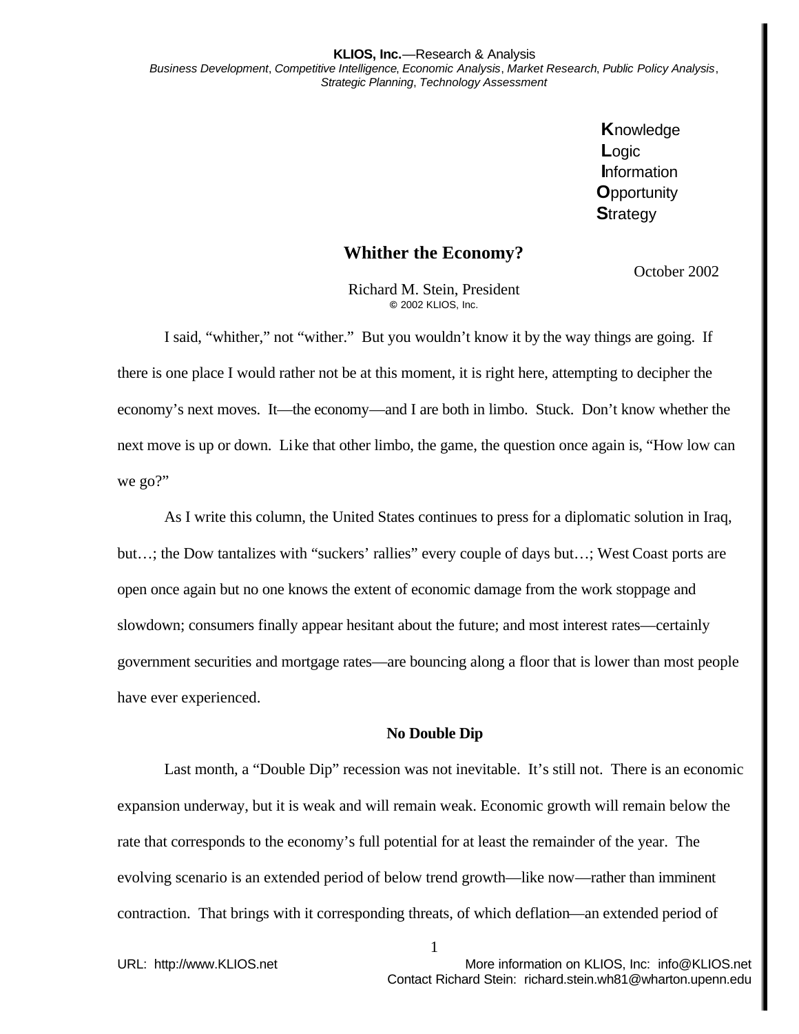**KLIOS, Inc.**—Research & Analysis
*Business Development*, *Competitive Intelligence*, *Economic Analysis*, *Market Research*, *Public Policy Analysis*, *Strategic Planning*, *Technology Assessment*

**K**nowledge
**L**ogic
**I**nformation
**O**pportunity
**S**trategy

# Whither the Economy?

October 2002

Richard M. Stein, President
© 2002 KLIOS, Inc.

I said, "whither," not "wither." But you wouldn't know it by the way things are going. If there is one place I would rather not be at this moment, it is right here, attempting to decipher the economy's next moves. It—the economy—and I are both in limbo. Stuck. Don't know whether the next move is up or down. Like that other limbo, the game, the question once again is, "How low can we go?"

As I write this column, the United States continues to press for a diplomatic solution in Iraq, but…; the Dow tantalizes with "suckers' rallies" every couple of days but…; West Coast ports are open once again but no one knows the extent of economic damage from the work stoppage and slowdown; consumers finally appear hesitant about the future; and most interest rates—certainly government securities and mortgage rates—are bouncing along a floor that is lower than most people have ever experienced.

## No Double Dip

Last month, a "Double Dip" recession was not inevitable. It's still not. There is an economic expansion underway, but it is weak and will remain weak. Economic growth will remain below the rate that corresponds to the economy's full potential for at least the remainder of the year. The evolving scenario is an extended period of below trend growth—like now—rather than imminent contraction. That brings with it corresponding threats, of which deflation—an extended period of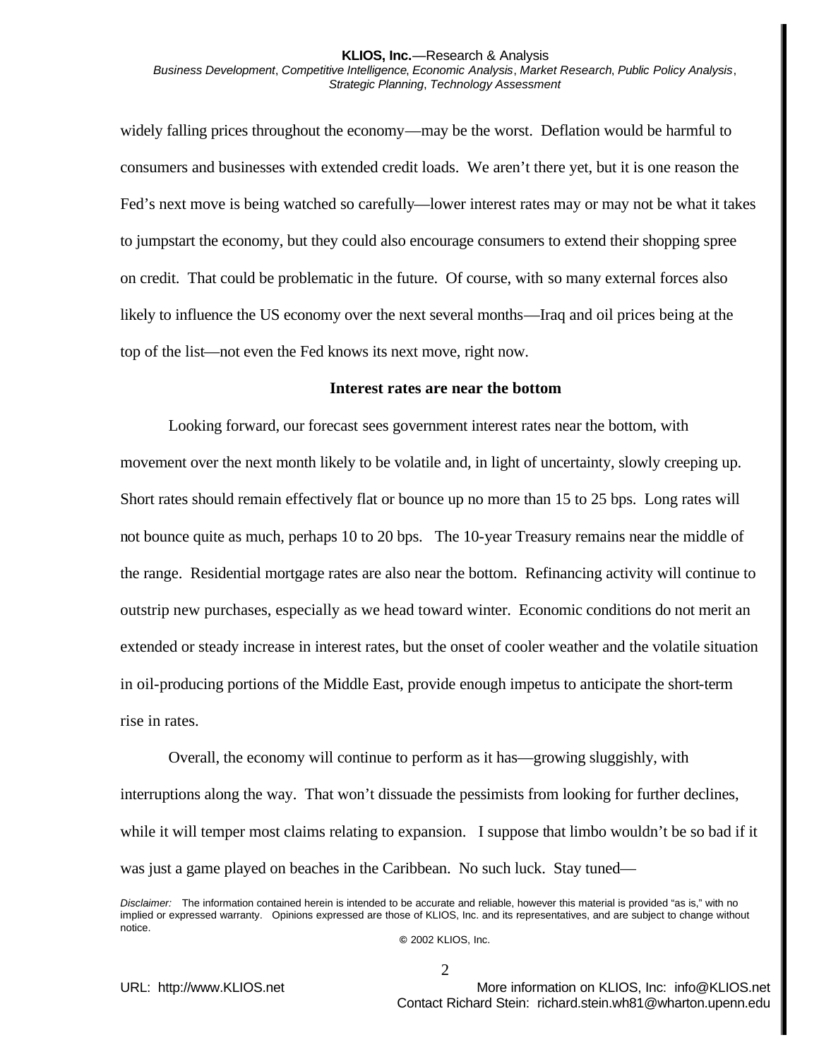widely falling prices throughout the economy—may be the worst. Deflation would be harmful to consumers and businesses with extended credit loads. We aren't there yet, but it is one reason the Fed's next move is being watched so carefully—lower interest rates may or may not be what it takes to jumpstart the economy, but they could also encourage consumers to extend their shopping spree on credit. That could be problematic in the future. Of course, with so many external forces also likely to influence the US economy over the next several months—Iraq and oil prices being at the top of the list—not even the Fed knows its next move, right now.

## Interest rates are near the bottom

Looking forward, our forecast sees government interest rates near the bottom, with movement over the next month likely to be volatile and, in light of uncertainty, slowly creeping up. Short rates should remain effectively flat or bounce up no more than 15 to 25 bps. Long rates will not bounce quite as much, perhaps 10 to 20 bps. The 10-year Treasury remains near the middle of the range. Residential mortgage rates are also near the bottom. Refinancing activity will continue to outstrip new purchases, especially as we head toward winter. Economic conditions do not merit an extended or steady increase in interest rates, but the onset of cooler weather and the volatile situation in oil-producing portions of the Middle East, provide enough impetus to anticipate the short-term rise in rates.

Overall, the economy will continue to perform as it has—growing sluggishly, with interruptions along the way. That won't dissuade the pessimists from looking for further declines, while it will temper most claims relating to expansion. I suppose that limbo wouldn't be so bad if it was just a game played on beaches in the Caribbean. No such luck. Stay tuned—

*Disclaimer:* The information contained herein is intended to be accurate and reliable, however this material is provided "as is," with no implied or expressed warranty. Opinions expressed are those of KLIOS, Inc. and its representatives, and are subject to change without notice.

© 2002 KLIOS, Inc.